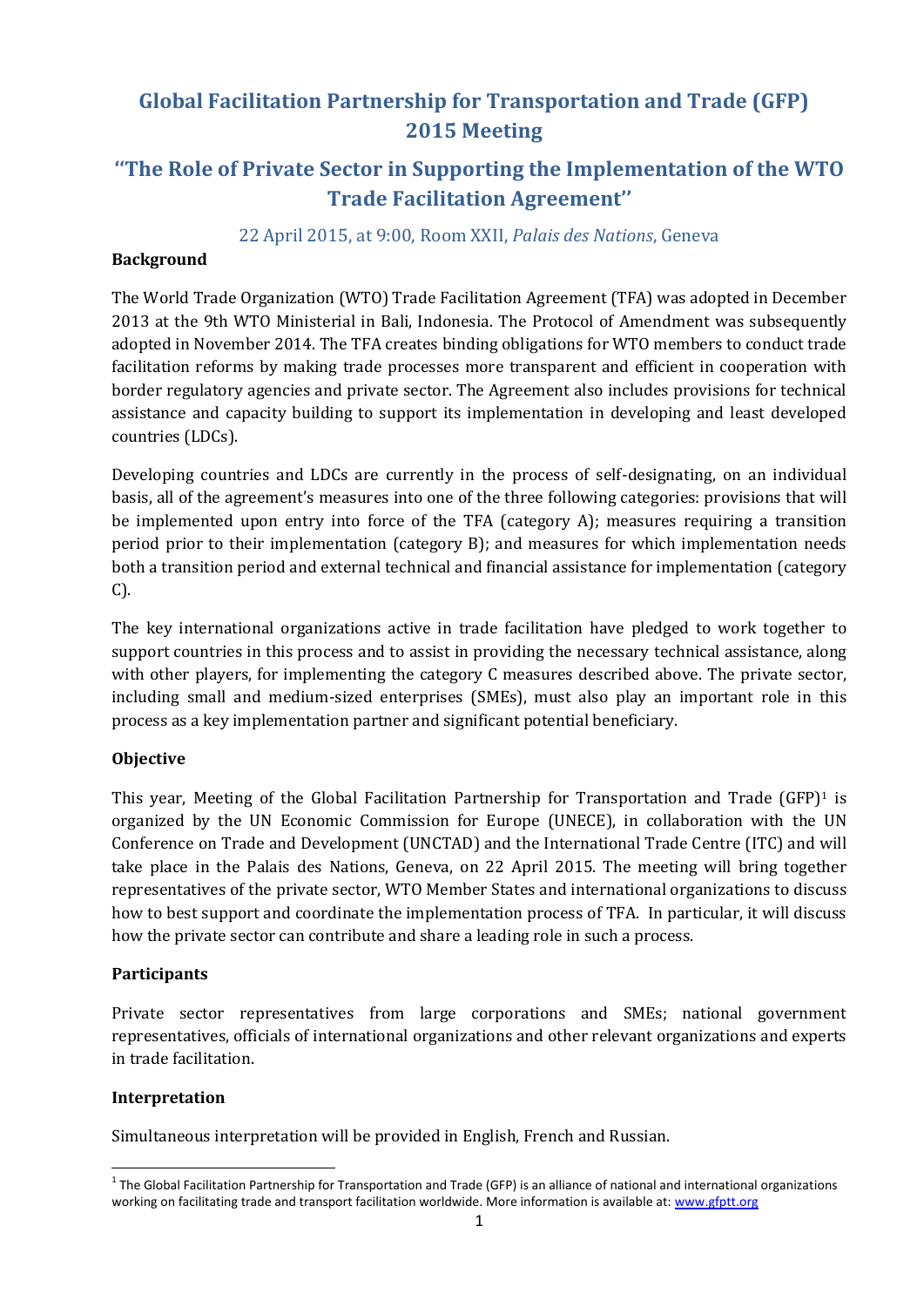# Global Facilitation Partnership for Transportation and Trade (GFP) 2015 Meeting

## "The Role of Private Sector in Supporting the Implementation of the WTO Trade Facilitation Agreement"

22 April 2015, at 9:00, Room XXII, *Palais des Nations*, Geneva

**Background**

The World Trade Organization (WTO) Trade Facilitation Agreement (TFA) was adopted in December 2013 at the 9th WTO Ministerial in Bali, Indonesia. The Protocol of Amendment was subsequently adopted in November 2014. The TFA creates binding obligations for WTO members to conduct trade facilitation reforms by making trade processes more transparent and efficient in cooperation with border regulatory agencies and private sector. The Agreement also includes provisions for technical assistance and capacity building to support its implementation in developing and least developed countries (LDCs).

Developing countries and LDCs are currently in the process of self-designating, on an individual basis, all of the agreement's measures into one of the three following categories: provisions that will be implemented upon entry into force of the TFA (category A); measures requiring a transition period prior to their implementation (category B); and measures for which implementation needs both a transition period and external technical and financial assistance for implementation (category C).

The key international organizations active in trade facilitation have pledged to work together to support countries in this process and to assist in providing the necessary technical assistance, along with other players, for implementing the category C measures described above. The private sector, including small and medium-sized enterprises (SMEs), must also play an important role in this process as a key implementation partner and significant potential beneficiary.

**Objective**

This year, Meeting of the Global Facilitation Partnership for Transportation and Trade (GFP)[1] is organized by the UN Economic Commission for Europe (UNECE), in collaboration with the UN Conference on Trade and Development (UNCTAD) and the International Trade Centre (ITC) and will take place in the Palais des Nations, Geneva, on 22 April 2015. The meeting will bring together representatives of the private sector, WTO Member States and international organizations to discuss how to best support and coordinate the implementation process of TFA. In particular, it will discuss how the private sector can contribute and share a leading role in such a process.

**Participants**

Private sector representatives from large corporations and SMEs; national government representatives, officials of international organizations and other relevant organizations and experts in trade facilitation.

**Interpretation**

Simultaneous interpretation will be provided in English, French and Russian.

[1] The Global Facilitation Partnership for Transportation and Trade (GFP) is an alliance of national and international organizations working on facilitating trade and transport facilitation worldwide. More information is available at: www.gfptt.org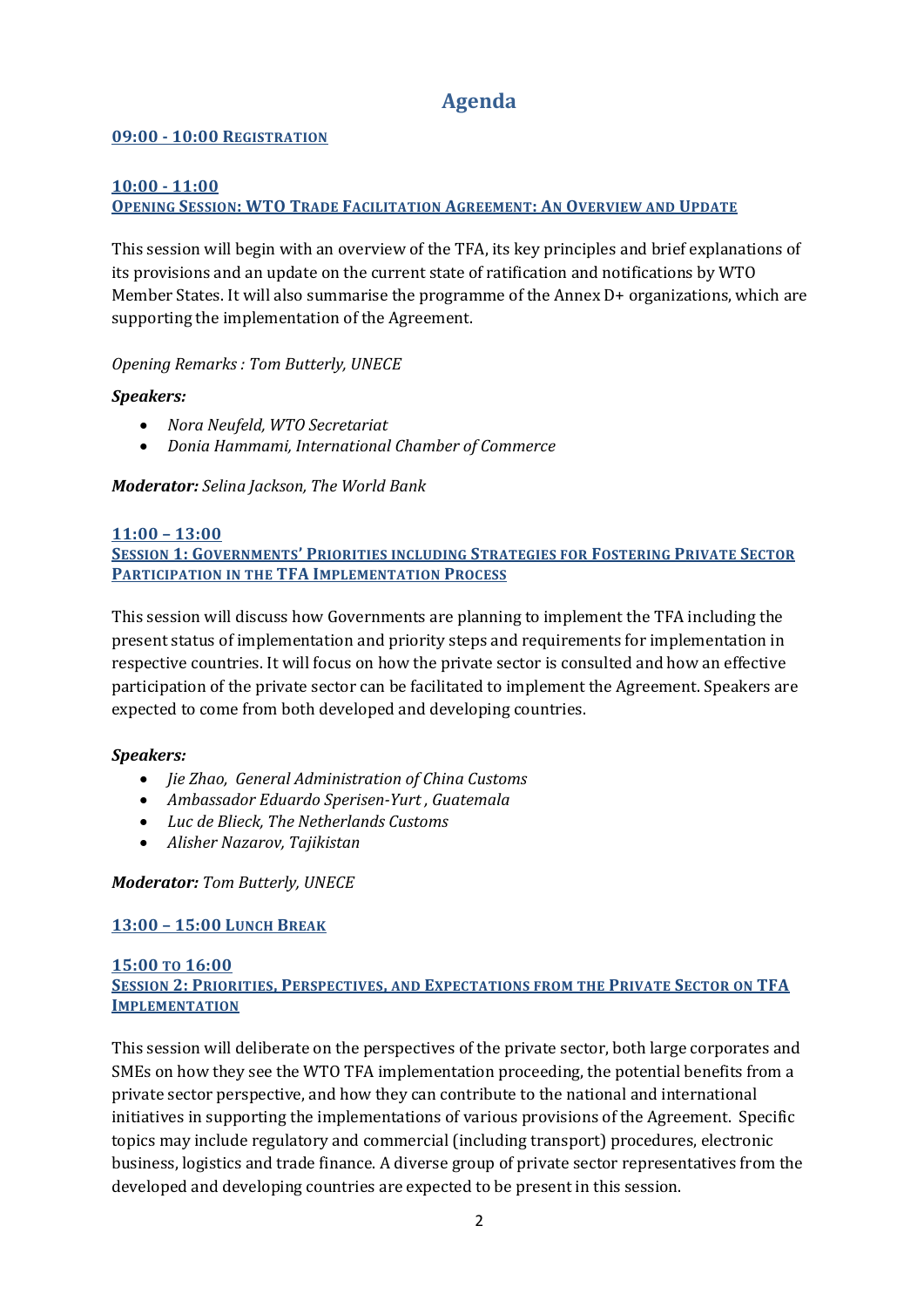# Agenda

**09:00 - 10:00 REGISTRATION**

**10:00 - 11:00**
**OPENING SESSION: WTO TRADE FACILITATION AGREEMENT: AN OVERVIEW AND UPDATE**

This session will begin with an overview of the TFA, its key principles and brief explanations of its provisions and an update on the current state of ratification and notifications by WTO Member States. It will also summarise the programme of the Annex D+ organizations, which are supporting the implementation of the Agreement.

*Opening Remarks : Tom Butterly, UNECE*

***Speakers:***

- *Nora Neufeld, WTO Secretariat*
- *Donia Hammami, International Chamber of Commerce*

***Moderator:*** *Selina Jackson, The World Bank*

**11:00 – 13:00**
**SESSION 1: GOVERNMENTS' PRIORITIES INCLUDING STRATEGIES FOR FOSTERING PRIVATE SECTOR PARTICIPATION IN THE TFA IMPLEMENTATION PROCESS**

This session will discuss how Governments are planning to implement the TFA including the present status of implementation and priority steps and requirements for implementation in respective countries. It will focus on how the private sector is consulted and how an effective participation of the private sector can be facilitated to implement the Agreement. Speakers are expected to come from both developed and developing countries.

***Speakers:***

- *Jie Zhao, General Administration of China Customs*
- *Ambassador Eduardo Sperisen-Yurt , Guatemala*
- *Luc de Blieck, The Netherlands Customs*
- *Alisher Nazarov, Tajikistan*

***Moderator:*** *Tom Butterly, UNECE*

**13:00 – 15:00 LUNCH BREAK**

**15:00 TO 16:00**
**SESSION 2: PRIORITIES, PERSPECTIVES, AND EXPECTATIONS FROM THE PRIVATE SECTOR ON TFA IMPLEMENTATION**

This session will deliberate on the perspectives of the private sector, both large corporates and SMEs on how they see the WTO TFA implementation proceeding, the potential benefits from a private sector perspective, and how they can contribute to the national and international initiatives in supporting the implementations of various provisions of the Agreement. Specific topics may include regulatory and commercial (including transport) procedures, electronic business, logistics and trade finance. A diverse group of private sector representatives from the developed and developing countries are expected to be present in this session.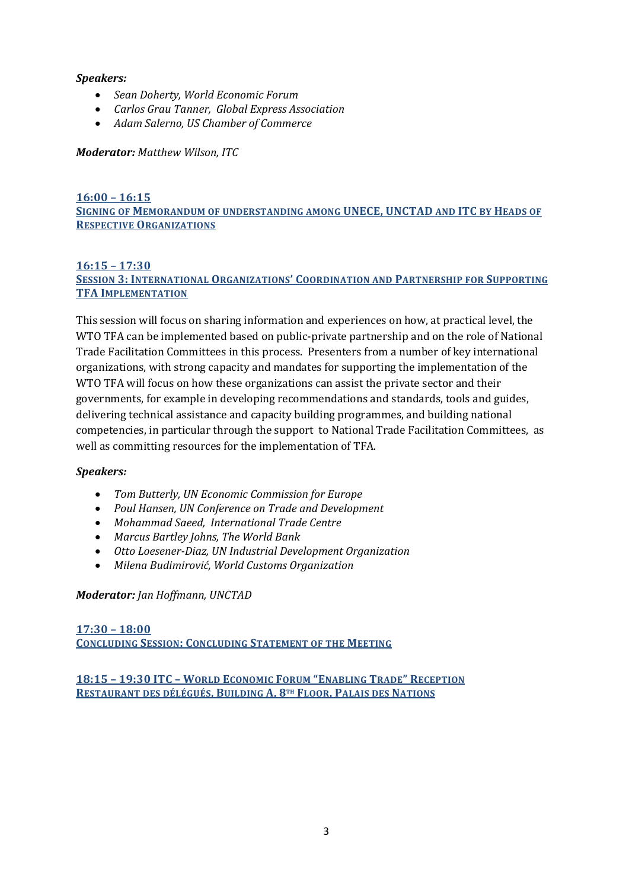***Speakers:***

- *Sean Doherty, World Economic Forum*
- *Carlos Grau Tanner, Global Express Association*
- *Adam Salerno, US Chamber of Commerce*

***Moderator:*** *Matthew Wilson, ITC*

**16:00 – 16:15**
**SIGNING OF MEMORANDUM OF UNDERSTANDING AMONG UNECE, UNCTAD AND ITC BY HEADS OF RESPECTIVE ORGANIZATIONS**

**16:15 – 17:30**
**SESSION 3: INTERNATIONAL ORGANIZATIONS' COORDINATION AND PARTNERSHIP FOR SUPPORTING TFA IMPLEMENTATION**

This session will focus on sharing information and experiences on how, at practical level, the WTO TFA can be implemented based on public-private partnership and on the role of National Trade Facilitation Committees in this process. Presenters from a number of key international organizations, with strong capacity and mandates for supporting the implementation of the WTO TFA will focus on how these organizations can assist the private sector and their governments, for example in developing recommendations and standards, tools and guides, delivering technical assistance and capacity building programmes, and building national competencies, in particular through the support to National Trade Facilitation Committees, as well as committing resources for the implementation of TFA.

***Speakers:***

- *Tom Butterly, UN Economic Commission for Europe*
- *Poul Hansen, UN Conference on Trade and Development*
- *Mohammad Saeed, International Trade Centre*
- *Marcus Bartley Johns, The World Bank*
- *Otto Loesener-Diaz, UN Industrial Development Organization*
- *Milena Budimirović, World Customs Organization*

***Moderator:*** *Jan Hoffmann, UNCTAD*

**17:30 – 18:00**
**CONCLUDING SESSION: CONCLUDING STATEMENT OF THE MEETING**

**18:15 – 19:30 ITC – WORLD ECONOMIC FORUM "ENABLING TRADE" RECEPTION**
**RESTAURANT DES DÉLÉGUÉS, BUILDING A, 8TH FLOOR, PALAIS DES NATIONS**